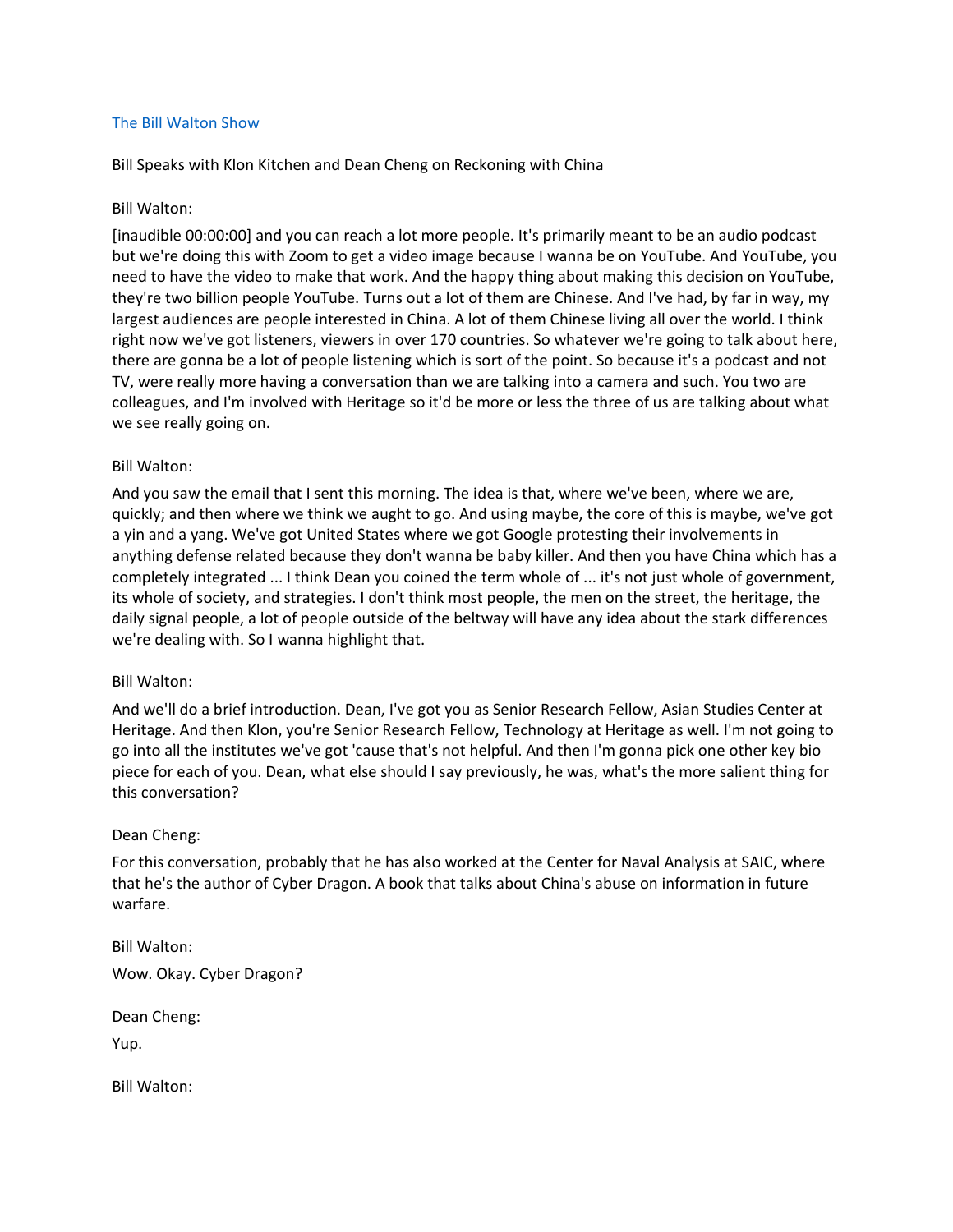[The Bill Walton Show]

Bill Speaks with Klon Kitchen and Dean Cheng on Reckoning with China

Bill Walton:

[inaudible 00:00:00] and you can reach a lot more people. It's primarily meant to be an audio podcast but we're doing this with Zoom to get a video image because I wanna be on YouTube. And YouTube, you need to have the video to make that work. And the happy thing about making this decision on YouTube, they're two billion people YouTube. Turns out a lot of them are Chinese. And I've had, by far in way, my largest audiences are people interested in China. A lot of them Chinese living all over the world. I think right now we've got listeners, viewers in over 170 countries. So whatever we're going to talk about here, there are gonna be a lot of people listening which is sort of the point. So because it's a podcast and not TV, were really more having a conversation than we are talking into a camera and such. You two are colleagues, and I'm involved with Heritage so it'd be more or less the three of us are talking about what we see really going on.

Bill Walton:

And you saw the email that I sent this morning. The idea is that, where we've been, where we are, quickly; and then where we think we aught to go. And using maybe, the core of this is maybe, we've got a yin and a yang. We've got United States where we got Google protesting their involvements in anything defense related because they don't wanna be baby killer. And then you have China which has a completely integrated ... I think Dean you coined the term whole of ... it's not just whole of government, its whole of society, and strategies. I don't think most people, the men on the street, the heritage, the daily signal people, a lot of people outside of the beltway will have any idea about the stark differences we're dealing with. So I wanna highlight that.

Bill Walton:

And we'll do a brief introduction. Dean, I've got you as Senior Research Fellow, Asian Studies Center at Heritage. And then Klon, you're Senior Research Fellow, Technology at Heritage as well. I'm not going to go into all the institutes we've got 'cause that's not helpful. And then I'm gonna pick one other key bio piece for each of you. Dean, what else should I say previously, he was, what's the more salient thing for this conversation?

Dean Cheng:

For this conversation, probably that he has also worked at the Center for Naval Analysis at SAIC, where that he's the author of Cyber Dragon. A book that talks about China's abuse on information in future warfare.

Bill Walton:

Wow. Okay. Cyber Dragon?

Dean Cheng:

Yup.

Bill Walton: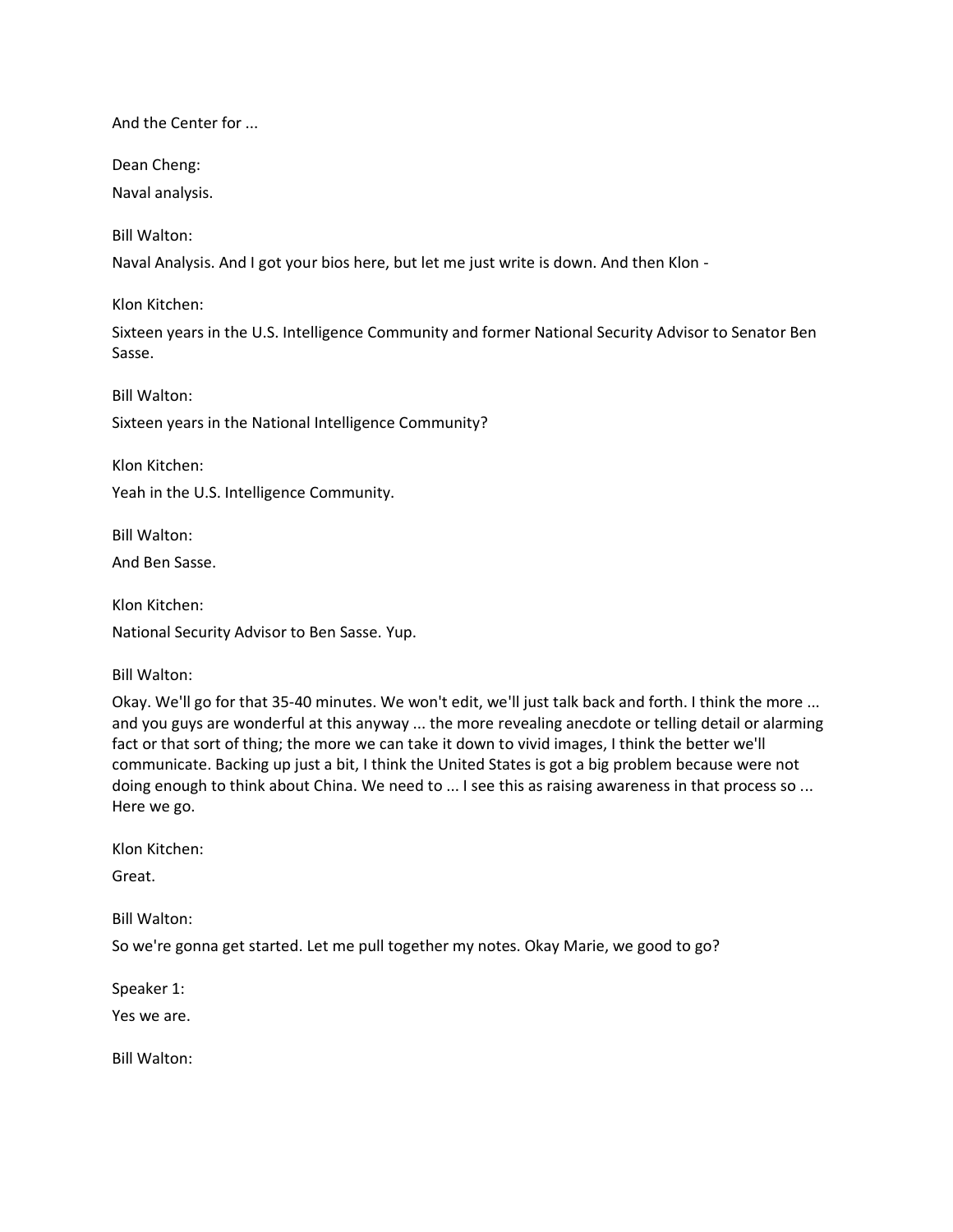And the Center for ...

Dean Cheng:

Naval analysis.

Bill Walton:

Naval Analysis. And I got your bios here, but let me just write is down. And then Klon -

Klon Kitchen:

Sixteen years in the U.S. Intelligence Community and former National Security Advisor to Senator Ben Sasse.

Bill Walton:

Sixteen years in the National Intelligence Community?

Klon Kitchen:

Yeah in the U.S. Intelligence Community.

Bill Walton:

And Ben Sasse.

Klon Kitchen:

National Security Advisor to Ben Sasse. Yup.

Bill Walton:

Okay. We'll go for that 35-40 minutes. We won't edit, we'll just talk back and forth. I think the more ... and you guys are wonderful at this anyway ... the more revealing anecdote or telling detail or alarming fact or that sort of thing; the more we can take it down to vivid images, I think the better we'll communicate. Backing up just a bit, I think the United States is got a big problem because were not doing enough to think about China. We need to ... I see this as raising awareness in that process so ... Here we go.

Klon Kitchen:

Great.

Bill Walton:

So we're gonna get started. Let me pull together my notes. Okay Marie, we good to go?

Speaker 1:

Yes we are.

Bill Walton: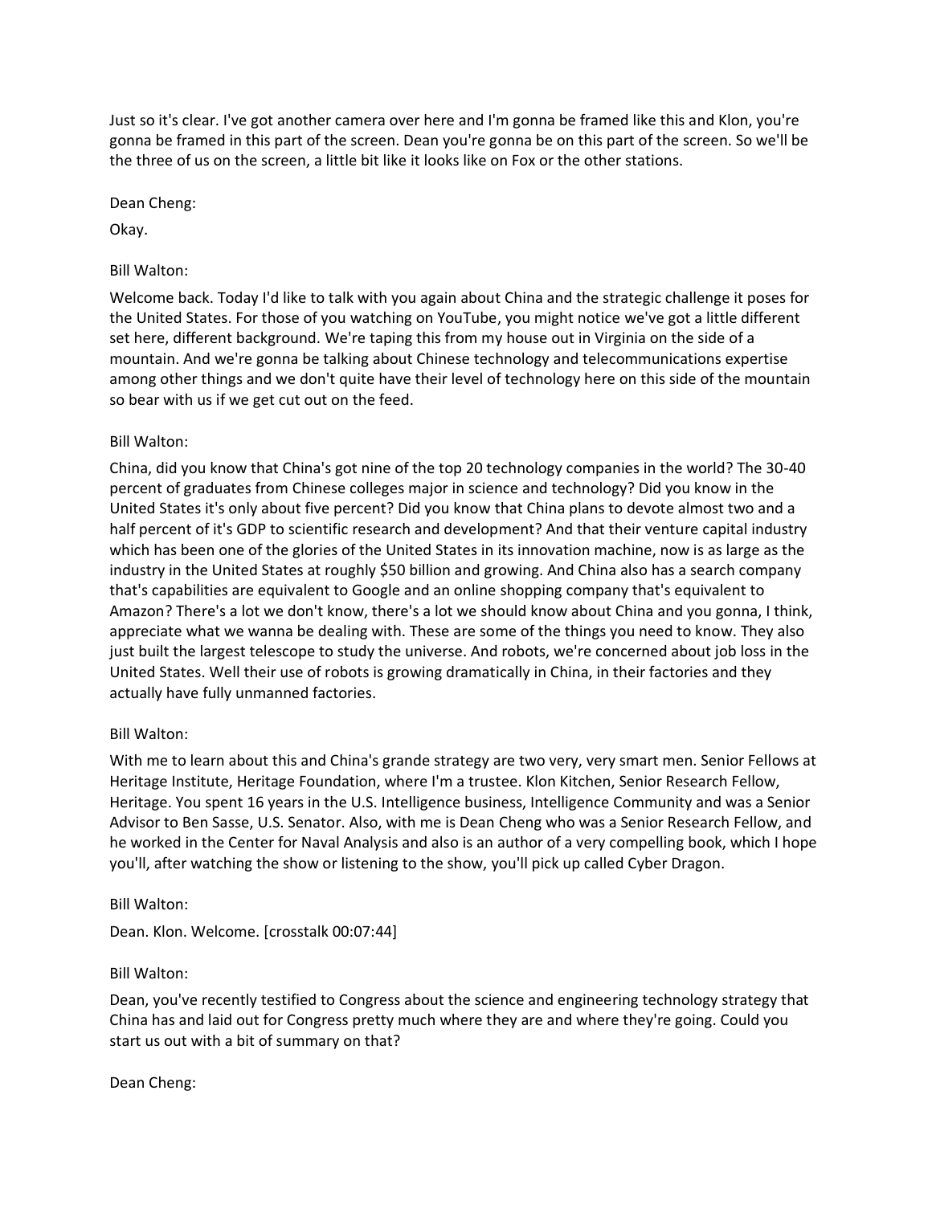Just so it's clear. I've got another camera over here and I'm gonna be framed like this and Klon, you're gonna be framed in this part of the screen. Dean you're gonna be on this part of the screen. So we'll be the three of us on the screen, a little bit like it looks like on Fox or the other stations.

Dean Cheng:

Okay.

Bill Walton:

Welcome back. Today I'd like to talk with you again about China and the strategic challenge it poses for the United States. For those of you watching on YouTube, you might notice we've got a little different set here, different background. We're taping this from my house out in Virginia on the side of a mountain. And we're gonna be talking about Chinese technology and telecommunications expertise among other things and we don't quite have their level of technology here on this side of the mountain so bear with us if we get cut out on the feed.

Bill Walton:

China, did you know that China's got nine of the top 20 technology companies in the world? The 30-40 percent of graduates from Chinese colleges major in science and technology? Did you know in the United States it's only about five percent? Did you know that China plans to devote almost two and a half percent of it's GDP to scientific research and development? And that their venture capital industry which has been one of the glories of the United States in its innovation machine, now is as large as the industry in the United States at roughly $50 billion and growing. And China also has a search company that's capabilities are equivalent to Google and an online shopping company that's equivalent to Amazon? There's a lot we don't know, there's a lot we should know about China and you gonna, I think, appreciate what we wanna be dealing with. These are some of the things you need to know. They also just built the largest telescope to study the universe. And robots, we're concerned about job loss in the United States. Well their use of robots is growing dramatically in China, in their factories and they actually have fully unmanned factories.

Bill Walton:

With me to learn about this and China's grande strategy are two very, very smart men. Senior Fellows at Heritage Institute, Heritage Foundation, where I'm a trustee. Klon Kitchen, Senior Research Fellow, Heritage. You spent 16 years in the U.S. Intelligence business, Intelligence Community and was a Senior Advisor to Ben Sasse, U.S. Senator. Also, with me is Dean Cheng who was a Senior Research Fellow, and he worked in the Center for Naval Analysis and also is an author of a very compelling book, which I hope you'll, after watching the show or listening to the show, you'll pick up called Cyber Dragon.

Bill Walton:

Dean. Klon. Welcome. [crosstalk 00:07:44]

Bill Walton:

Dean, you've recently testified to Congress about the science and engineering technology strategy that China has and laid out for Congress pretty much where they are and where they're going. Could you start us out with a bit of summary on that?

Dean Cheng: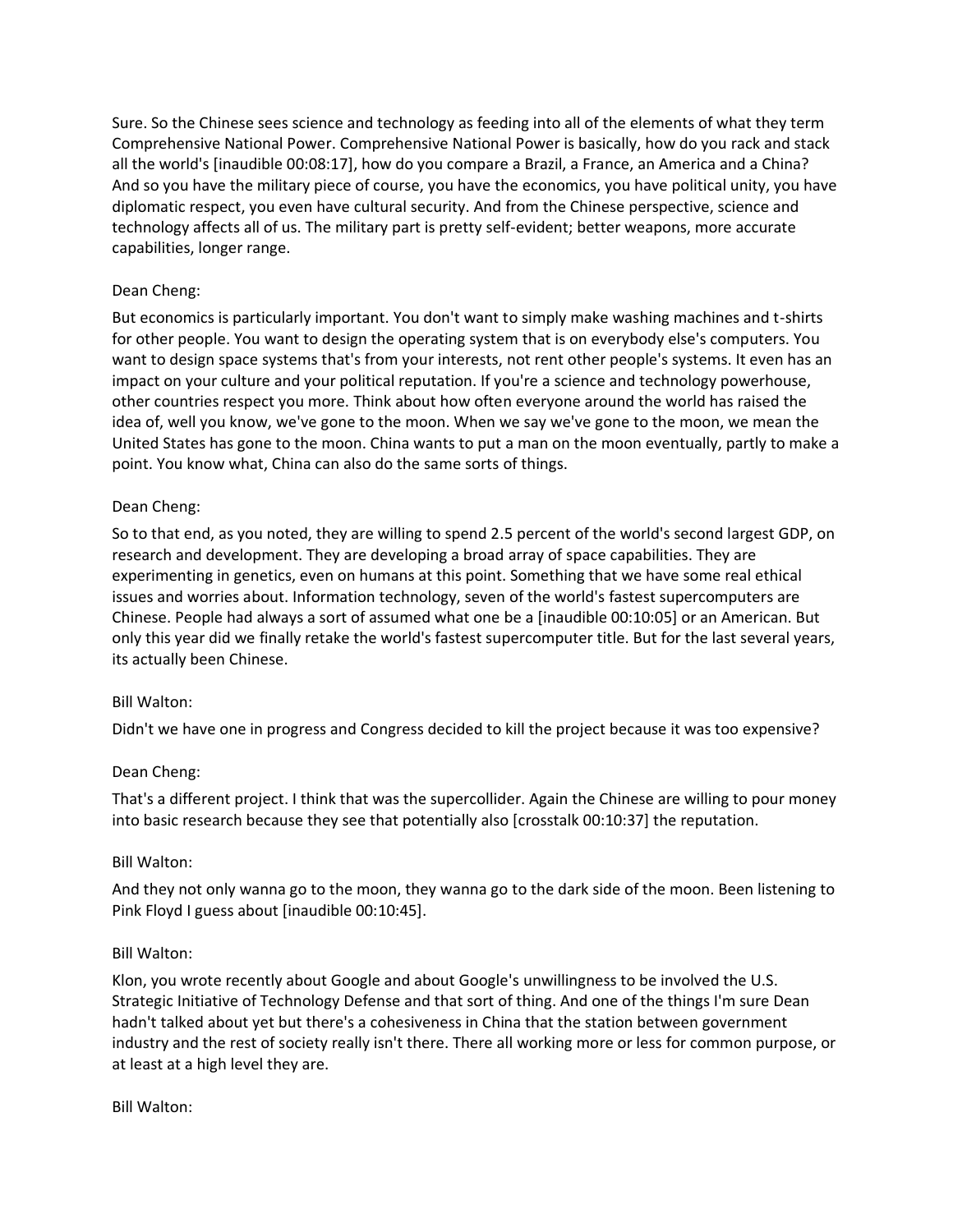Sure. So the Chinese sees science and technology as feeding into all of the elements of what they term Comprehensive National Power. Comprehensive National Power is basically, how do you rack and stack all the world's [inaudible 00:08:17], how do you compare a Brazil, a France, an America and a China? And so you have the military piece of course, you have the economics, you have political unity, you have diplomatic respect, you even have cultural security. And from the Chinese perspective, science and technology affects all of us. The military part is pretty self-evident; better weapons, more accurate capabilities, longer range.

Dean Cheng:

But economics is particularly important. You don't want to simply make washing machines and t-shirts for other people. You want to design the operating system that is on everybody else's computers. You want to design space systems that's from your interests, not rent other people's systems. It even has an impact on your culture and your political reputation. If you're a science and technology powerhouse, other countries respect you more. Think about how often everyone around the world has raised the idea of, well you know, we've gone to the moon. When we say we've gone to the moon, we mean the United States has gone to the moon. China wants to put a man on the moon eventually, partly to make a point. You know what, China can also do the same sorts of things.

Dean Cheng:

So to that end, as you noted, they are willing to spend 2.5 percent of the world's second largest GDP, on research and development. They are developing a broad array of space capabilities. They are experimenting in genetics, even on humans at this point. Something that we have some real ethical issues and worries about. Information technology, seven of the world's fastest supercomputers are Chinese. People had always a sort of assumed what one be a [inaudible 00:10:05] or an American. But only this year did we finally retake the world's fastest supercomputer title. But for the last several years, its actually been Chinese.

Bill Walton:

Didn't we have one in progress and Congress decided to kill the project because it was too expensive?

Dean Cheng:

That's a different project. I think that was the supercollider. Again the Chinese are willing to pour money into basic research because they see that potentially also [crosstalk 00:10:37] the reputation.

Bill Walton:

And they not only wanna go to the moon, they wanna go to the dark side of the moon. Been listening to Pink Floyd I guess about [inaudible 00:10:45].

Bill Walton:

Klon, you wrote recently about Google and about Google's unwillingness to be involved the U.S. Strategic Initiative of Technology Defense and that sort of thing. And one of the things I'm sure Dean hadn't talked about yet but there's a cohesiveness in China that the station between government industry and the rest of society really isn't there. There all working more or less for common purpose, or at least at a high level they are.

Bill Walton: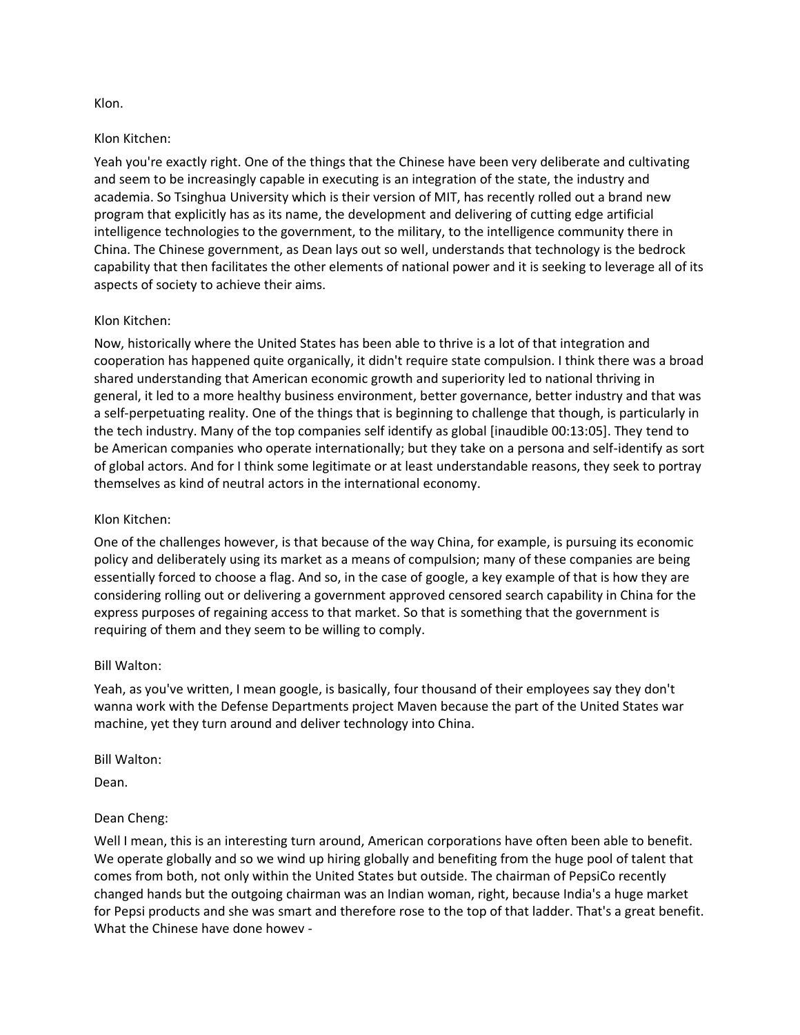Klon.

Klon Kitchen:

Yeah you're exactly right. One of the things that the Chinese have been very deliberate and cultivating and seem to be increasingly capable in executing is an integration of the state, the industry and academia. So Tsinghua University which is their version of MIT, has recently rolled out a brand new program that explicitly has as its name, the development and delivering of cutting edge artificial intelligence technologies to the government, to the military, to the intelligence community there in China. The Chinese government, as Dean lays out so well, understands that technology is the bedrock capability that then facilitates the other elements of national power and it is seeking to leverage all of its aspects of society to achieve their aims.

Klon Kitchen:

Now, historically where the United States has been able to thrive is a lot of that integration and cooperation has happened quite organically, it didn't require state compulsion. I think there was a broad shared understanding that American economic growth and superiority led to national thriving in general, it led to a more healthy business environment, better governance, better industry and that was a self-perpetuating reality. One of the things that is beginning to challenge that though, is particularly in the tech industry. Many of the top companies self identify as global [inaudible 00:13:05]. They tend to be American companies who operate internationally; but they take on a persona and self-identify as sort of global actors. And for I think some legitimate or at least understandable reasons, they seek to portray themselves as kind of neutral actors in the international economy.

Klon Kitchen:

One of the challenges however, is that because of the way China, for example, is pursuing its economic policy and deliberately using its market as a means of compulsion; many of these companies are being essentially forced to choose a flag. And so, in the case of google, a key example of that is how they are considering rolling out or delivering a government approved censored search capability in China for the express purposes of regaining access to that market. So that is something that the government is requiring of them and they seem to be willing to comply.

Bill Walton:

Yeah, as you've written, I mean google, is basically, four thousand of their employees say they don't wanna work with the Defense Departments project Maven because the part of the United States war machine, yet they turn around and deliver technology into China.

Bill Walton:

Dean.

Dean Cheng:

Well I mean, this is an interesting turn around, American corporations have often been able to benefit. We operate globally and so we wind up hiring globally and benefiting from the huge pool of talent that comes from both, not only within the United States but outside. The chairman of PepsiCo recently changed hands but the outgoing chairman was an Indian woman, right, because India's a huge market for Pepsi products and she was smart and therefore rose to the top of that ladder. That's a great benefit. What the Chinese have done howev -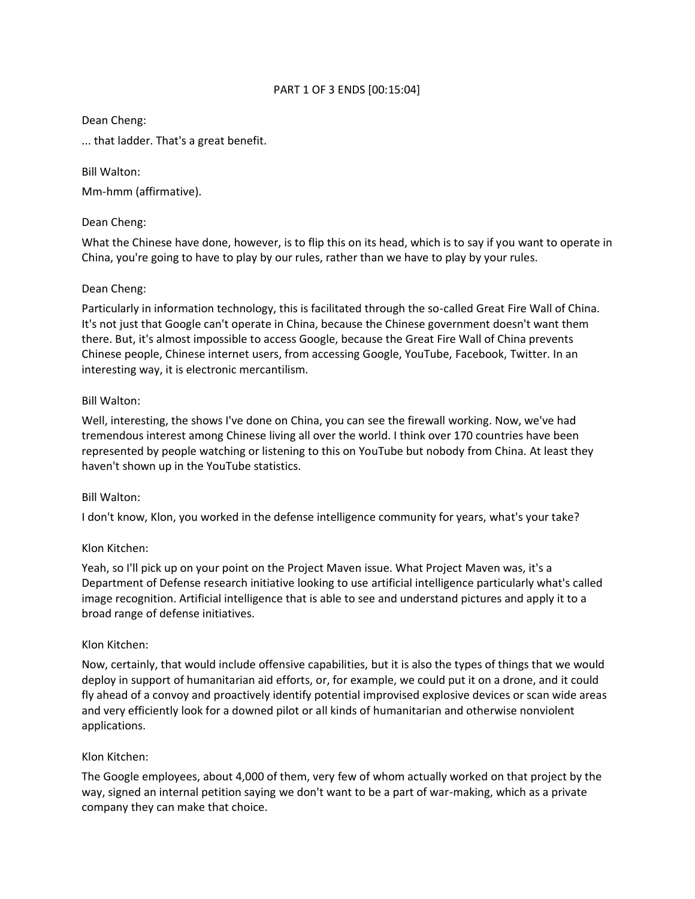PART 1 OF 3 ENDS [00:15:04]

Dean Cheng:

... that ladder. That's a great benefit.

Bill Walton:

Mm-hmm (affirmative).

Dean Cheng:

What the Chinese have done, however, is to flip this on its head, which is to say if you want to operate in China, you're going to have to play by our rules, rather than we have to play by your rules.

Dean Cheng:

Particularly in information technology, this is facilitated through the so-called Great Fire Wall of China. It's not just that Google can't operate in China, because the Chinese government doesn't want them there. But, it's almost impossible to access Google, because the Great Fire Wall of China prevents Chinese people, Chinese internet users, from accessing Google, YouTube, Facebook, Twitter. In an interesting way, it is electronic mercantilism.

Bill Walton:

Well, interesting, the shows I've done on China, you can see the firewall working. Now, we've had tremendous interest among Chinese living all over the world. I think over 170 countries have been represented by people watching or listening to this on YouTube but nobody from China. At least they haven't shown up in the YouTube statistics.

Bill Walton:

I don't know, Klon, you worked in the defense intelligence community for years, what's your take?

Klon Kitchen:

Yeah, so I'll pick up on your point on the Project Maven issue. What Project Maven was, it's a Department of Defense research initiative looking to use artificial intelligence particularly what's called image recognition. Artificial intelligence that is able to see and understand pictures and apply it to a broad range of defense initiatives.

Klon Kitchen:

Now, certainly, that would include offensive capabilities, but it is also the types of things that we would deploy in support of humanitarian aid efforts, or, for example, we could put it on a drone, and it could fly ahead of a convoy and proactively identify potential improvised explosive devices or scan wide areas and very efficiently look for a downed pilot or all kinds of humanitarian and otherwise nonviolent applications.

Klon Kitchen:

The Google employees, about 4,000 of them, very few of whom actually worked on that project by the way, signed an internal petition saying we don't want to be a part of war-making, which as a private company they can make that choice.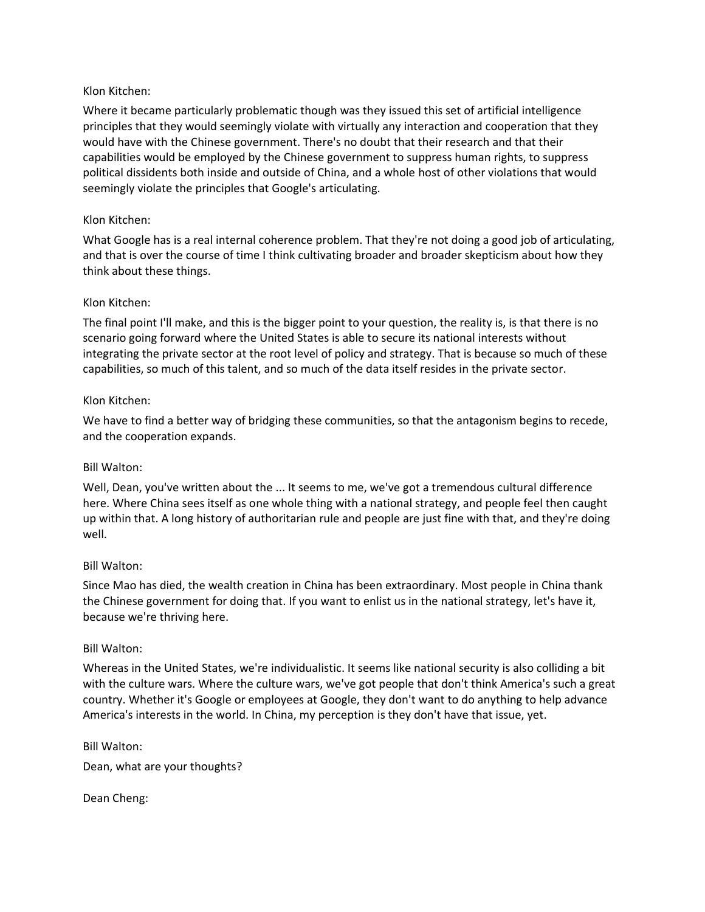Klon Kitchen:

Where it became particularly problematic though was they issued this set of artificial intelligence principles that they would seemingly violate with virtually any interaction and cooperation that they would have with the Chinese government. There's no doubt that their research and that their capabilities would be employed by the Chinese government to suppress human rights, to suppress political dissidents both inside and outside of China, and a whole host of other violations that would seemingly violate the principles that Google's articulating.

Klon Kitchen:

What Google has is a real internal coherence problem. That they're not doing a good job of articulating, and that is over the course of time I think cultivating broader and broader skepticism about how they think about these things.

Klon Kitchen:

The final point I'll make, and this is the bigger point to your question, the reality is, is that there is no scenario going forward where the United States is able to secure its national interests without integrating the private sector at the root level of policy and strategy. That is because so much of these capabilities, so much of this talent, and so much of the data itself resides in the private sector.

Klon Kitchen:

We have to find a better way of bridging these communities, so that the antagonism begins to recede, and the cooperation expands.

Bill Walton:

Well, Dean, you've written about the ... It seems to me, we've got a tremendous cultural difference here. Where China sees itself as one whole thing with a national strategy, and people feel then caught up within that. A long history of authoritarian rule and people are just fine with that, and they're doing well.

Bill Walton:

Since Mao has died, the wealth creation in China has been extraordinary. Most people in China thank the Chinese government for doing that. If you want to enlist us in the national strategy, let's have it, because we're thriving here.

Bill Walton:

Whereas in the United States, we're individualistic. It seems like national security is also colliding a bit with the culture wars. Where the culture wars, we've got people that don't think America's such a great country. Whether it's Google or employees at Google, they don't want to do anything to help advance America's interests in the world. In China, my perception is they don't have that issue, yet.

Bill Walton:

Dean, what are your thoughts?

Dean Cheng: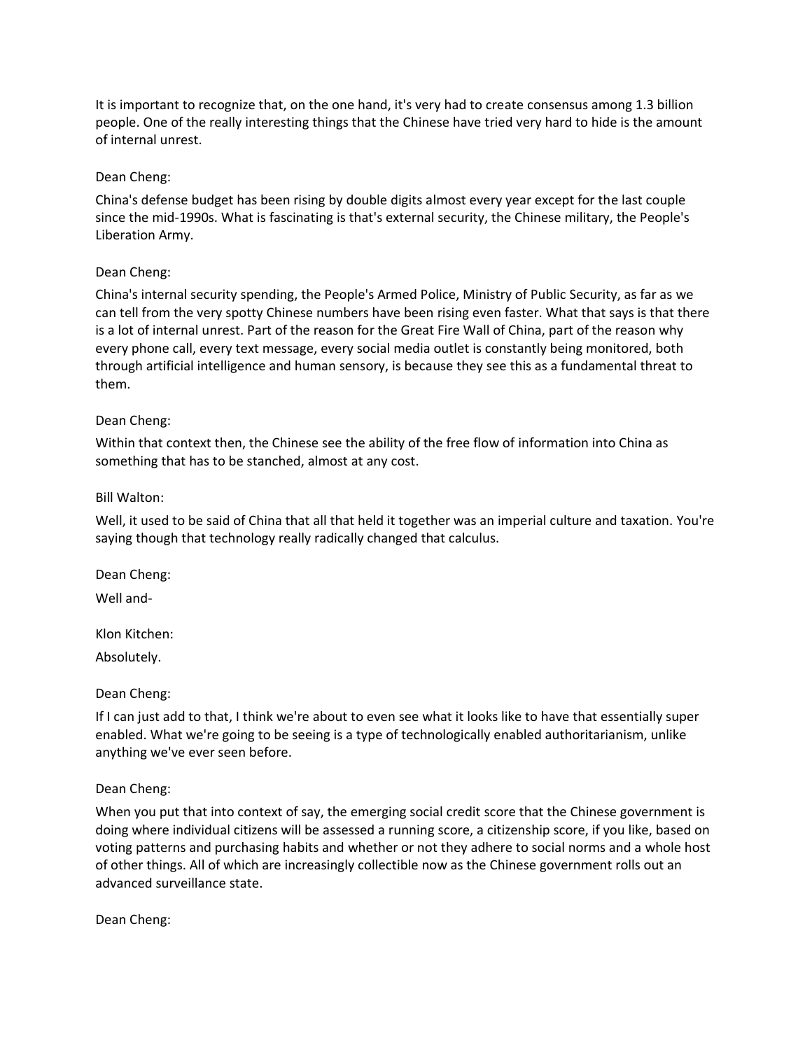It is important to recognize that, on the one hand, it's very had to create consensus among 1.3 billion people. One of the really interesting things that the Chinese have tried very hard to hide is the amount of internal unrest.

Dean Cheng:

China's defense budget has been rising by double digits almost every year except for the last couple since the mid-1990s. What is fascinating is that's external security, the Chinese military, the People's Liberation Army.

Dean Cheng:

China's internal security spending, the People's Armed Police, Ministry of Public Security, as far as we can tell from the very spotty Chinese numbers have been rising even faster. What that says is that there is a lot of internal unrest. Part of the reason for the Great Fire Wall of China, part of the reason why every phone call, every text message, every social media outlet is constantly being monitored, both through artificial intelligence and human sensory, is because they see this as a fundamental threat to them.

Dean Cheng:

Within that context then, the Chinese see the ability of the free flow of information into China as something that has to be stanched, almost at any cost.

Bill Walton:

Well, it used to be said of China that all that held it together was an imperial culture and taxation. You're saying though that technology really radically changed that calculus.

Dean Cheng:

Well and-

Klon Kitchen:

Absolutely.

Dean Cheng:

If I can just add to that, I think we're about to even see what it looks like to have that essentially super enabled. What we're going to be seeing is a type of technologically enabled authoritarianism, unlike anything we've ever seen before.

Dean Cheng:

When you put that into context of say, the emerging social credit score that the Chinese government is doing where individual citizens will be assessed a running score, a citizenship score, if you like, based on voting patterns and purchasing habits and whether or not they adhere to social norms and a whole host of other things. All of which are increasingly collectible now as the Chinese government rolls out an advanced surveillance state.

Dean Cheng: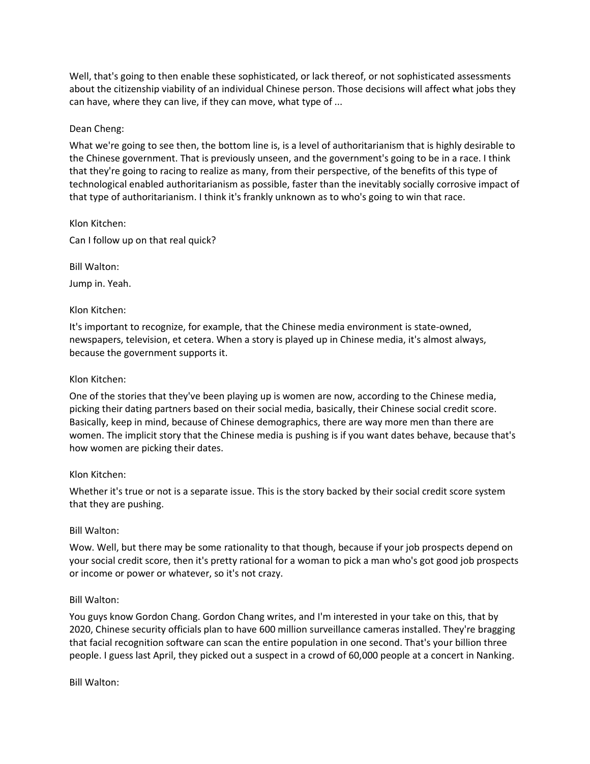Well, that's going to then enable these sophisticated, or lack thereof, or not sophisticated assessments about the citizenship viability of an individual Chinese person. Those decisions will affect what jobs they can have, where they can live, if they can move, what type of ...

Dean Cheng:

What we're going to see then, the bottom line is, is a level of authoritarianism that is highly desirable to the Chinese government. That is previously unseen, and the government's going to be in a race. I think that they're going to racing to realize as many, from their perspective, of the benefits of this type of technological enabled authoritarianism as possible, faster than the inevitably socially corrosive impact of that type of authoritarianism. I think it's frankly unknown as to who's going to win that race.

Klon Kitchen:

Can I follow up on that real quick?

Bill Walton:

Jump in. Yeah.

Klon Kitchen:

It's important to recognize, for example, that the Chinese media environment is state-owned, newspapers, television, et cetera. When a story is played up in Chinese media, it's almost always, because the government supports it.

Klon Kitchen:

One of the stories that they've been playing up is women are now, according to the Chinese media, picking their dating partners based on their social media, basically, their Chinese social credit score. Basically, keep in mind, because of Chinese demographics, there are way more men than there are women. The implicit story that the Chinese media is pushing is if you want dates behave, because that's how women are picking their dates.

Klon Kitchen:

Whether it's true or not is a separate issue. This is the story backed by their social credit score system that they are pushing.

Bill Walton:

Wow. Well, but there may be some rationality to that though, because if your job prospects depend on your social credit score, then it's pretty rational for a woman to pick a man who's got good job prospects or income or power or whatever, so it's not crazy.

Bill Walton:

You guys know Gordon Chang. Gordon Chang writes, and I'm interested in your take on this, that by 2020, Chinese security officials plan to have 600 million surveillance cameras installed. They're bragging that facial recognition software can scan the entire population in one second. That's your billion three people. I guess last April, they picked out a suspect in a crowd of 60,000 people at a concert in Nanking.

Bill Walton: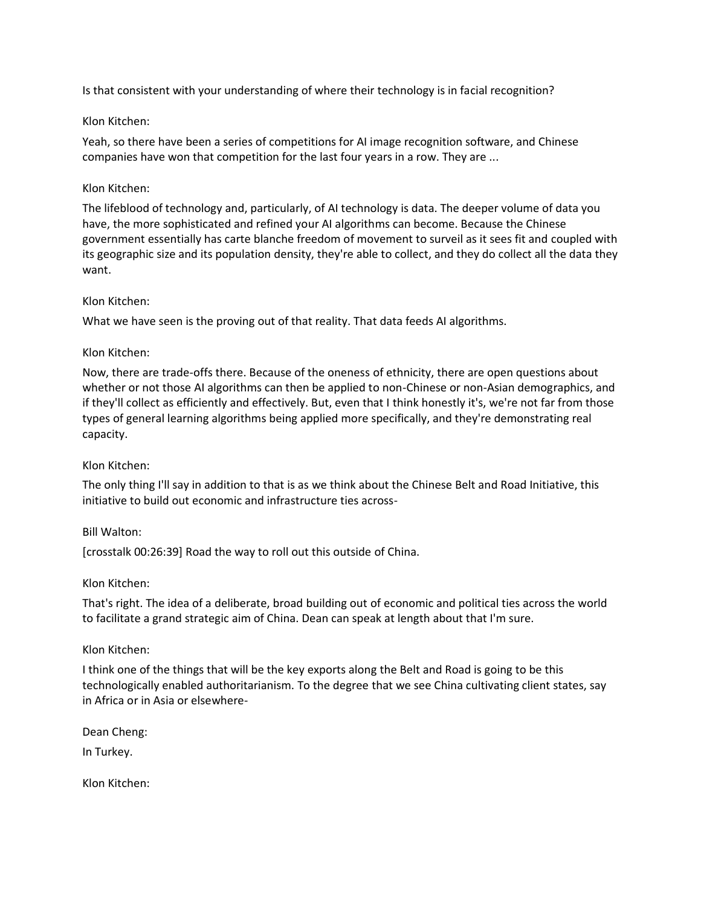Is that consistent with your understanding of where their technology is in facial recognition?

Klon Kitchen:

Yeah, so there have been a series of competitions for AI image recognition software, and Chinese companies have won that competition for the last four years in a row. They are ...

Klon Kitchen:

The lifeblood of technology and, particularly, of AI technology is data. The deeper volume of data you have, the more sophisticated and refined your AI algorithms can become. Because the Chinese government essentially has carte blanche freedom of movement to surveil as it sees fit and coupled with its geographic size and its population density, they're able to collect, and they do collect all the data they want.

Klon Kitchen:

What we have seen is the proving out of that reality. That data feeds AI algorithms.

Klon Kitchen:

Now, there are trade-offs there. Because of the oneness of ethnicity, there are open questions about whether or not those AI algorithms can then be applied to non-Chinese or non-Asian demographics, and if they'll collect as efficiently and effectively. But, even that I think honestly it's, we're not far from those types of general learning algorithms being applied more specifically, and they're demonstrating real capacity.

Klon Kitchen:

The only thing I'll say in addition to that is as we think about the Chinese Belt and Road Initiative, this initiative to build out economic and infrastructure ties across-

Bill Walton:

[crosstalk 00:26:39] Road the way to roll out this outside of China.

Klon Kitchen:

That's right. The idea of a deliberate, broad building out of economic and political ties across the world to facilitate a grand strategic aim of China. Dean can speak at length about that I'm sure.

Klon Kitchen:

I think one of the things that will be the key exports along the Belt and Road is going to be this technologically enabled authoritarianism. To the degree that we see China cultivating client states, say in Africa or in Asia or elsewhere-

Dean Cheng:

In Turkey.

Klon Kitchen: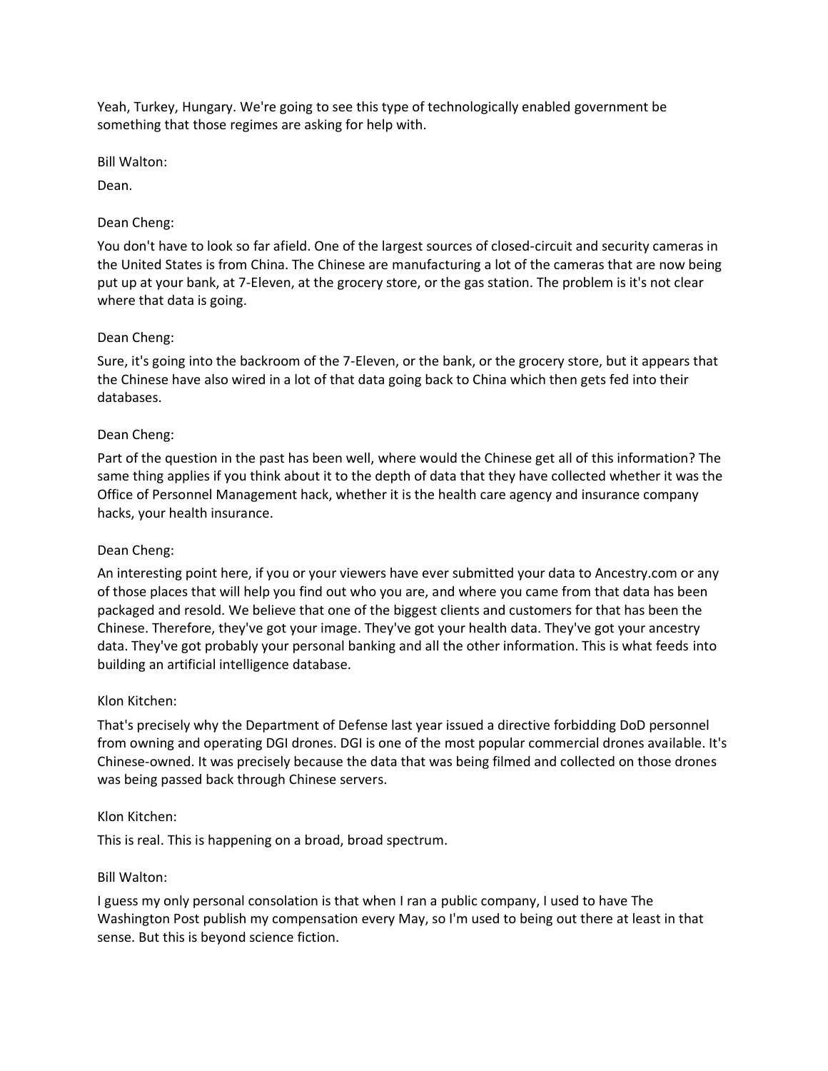Yeah, Turkey, Hungary. We're going to see this type of technologically enabled government be something that those regimes are asking for help with.

Bill Walton:

Dean.

Dean Cheng:

You don't have to look so far afield. One of the largest sources of closed-circuit and security cameras in the United States is from China. The Chinese are manufacturing a lot of the cameras that are now being put up at your bank, at 7-Eleven, at the grocery store, or the gas station. The problem is it's not clear where that data is going.

Dean Cheng:

Sure, it's going into the backroom of the 7-Eleven, or the bank, or the grocery store, but it appears that the Chinese have also wired in a lot of that data going back to China which then gets fed into their databases.

Dean Cheng:

Part of the question in the past has been well, where would the Chinese get all of this information? The same thing applies if you think about it to the depth of data that they have collected whether it was the Office of Personnel Management hack, whether it is the health care agency and insurance company hacks, your health insurance.

Dean Cheng:

An interesting point here, if you or your viewers have ever submitted your data to Ancestry.com or any of those places that will help you find out who you are, and where you came from that data has been packaged and resold. We believe that one of the biggest clients and customers for that has been the Chinese. Therefore, they've got your image. They've got your health data. They've got your ancestry data. They've got probably your personal banking and all the other information. This is what feeds into building an artificial intelligence database.

Klon Kitchen:

That's precisely why the Department of Defense last year issued a directive forbidding DoD personnel from owning and operating DGI drones. DGI is one of the most popular commercial drones available. It's Chinese-owned. It was precisely because the data that was being filmed and collected on those drones was being passed back through Chinese servers.

Klon Kitchen:

This is real. This is happening on a broad, broad spectrum.

Bill Walton:

I guess my only personal consolation is that when I ran a public company, I used to have The Washington Post publish my compensation every May, so I'm used to being out there at least in that sense. But this is beyond science fiction.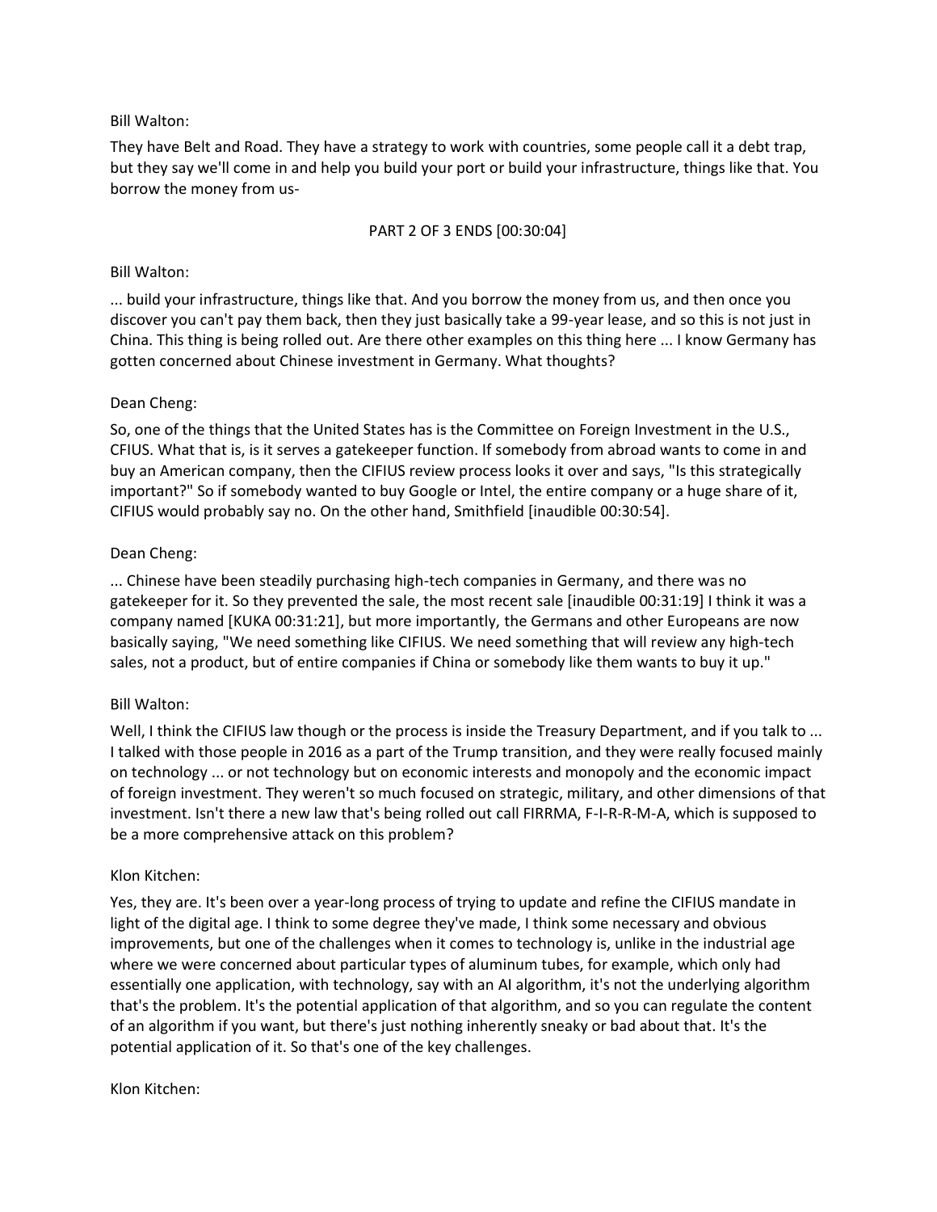Bill Walton:

They have Belt and Road. They have a strategy to work with countries, some people call it a debt trap, but they say we'll come in and help you build your port or build your infrastructure, things like that. You borrow the money from us-

PART 2 OF 3 ENDS [00:30:04]

Bill Walton:

... build your infrastructure, things like that. And you borrow the money from us, and then once you discover you can't pay them back, then they just basically take a 99-year lease, and so this is not just in China. This thing is being rolled out. Are there other examples on this thing here ... I know Germany has gotten concerned about Chinese investment in Germany. What thoughts?

Dean Cheng:

So, one of the things that the United States has is the Committee on Foreign Investment in the U.S., CFIUS. What that is, is it serves a gatekeeper function. If somebody from abroad wants to come in and buy an American company, then the CIFIUS review process looks it over and says, "Is this strategically important?" So if somebody wanted to buy Google or Intel, the entire company or a huge share of it, CIFIUS would probably say no. On the other hand, Smithfield [inaudible 00:30:54].

Dean Cheng:

... Chinese have been steadily purchasing high-tech companies in Germany, and there was no gatekeeper for it. So they prevented the sale, the most recent sale [inaudible 00:31:19] I think it was a company named [KUKA 00:31:21], but more importantly, the Germans and other Europeans are now basically saying, "We need something like CIFIUS. We need something that will review any high-tech sales, not a product, but of entire companies if China or somebody like them wants to buy it up."

Bill Walton:

Well, I think the CIFIUS law though or the process is inside the Treasury Department, and if you talk to ... I talked with those people in 2016 as a part of the Trump transition, and they were really focused mainly on technology ... or not technology but on economic interests and monopoly and the economic impact of foreign investment. They weren't so much focused on strategic, military, and other dimensions of that investment. Isn't there a new law that's being rolled out call FIRRMA, F-I-R-R-M-A, which is supposed to be a more comprehensive attack on this problem?

Klon Kitchen:

Yes, they are. It's been over a year-long process of trying to update and refine the CIFIUS mandate in light of the digital age. I think to some degree they've made, I think some necessary and obvious improvements, but one of the challenges when it comes to technology is, unlike in the industrial age where we were concerned about particular types of aluminum tubes, for example, which only had essentially one application, with technology, say with an AI algorithm, it's not the underlying algorithm that's the problem. It's the potential application of that algorithm, and so you can regulate the content of an algorithm if you want, but there's just nothing inherently sneaky or bad about that. It's the potential application of it. So that's one of the key challenges.

Klon Kitchen: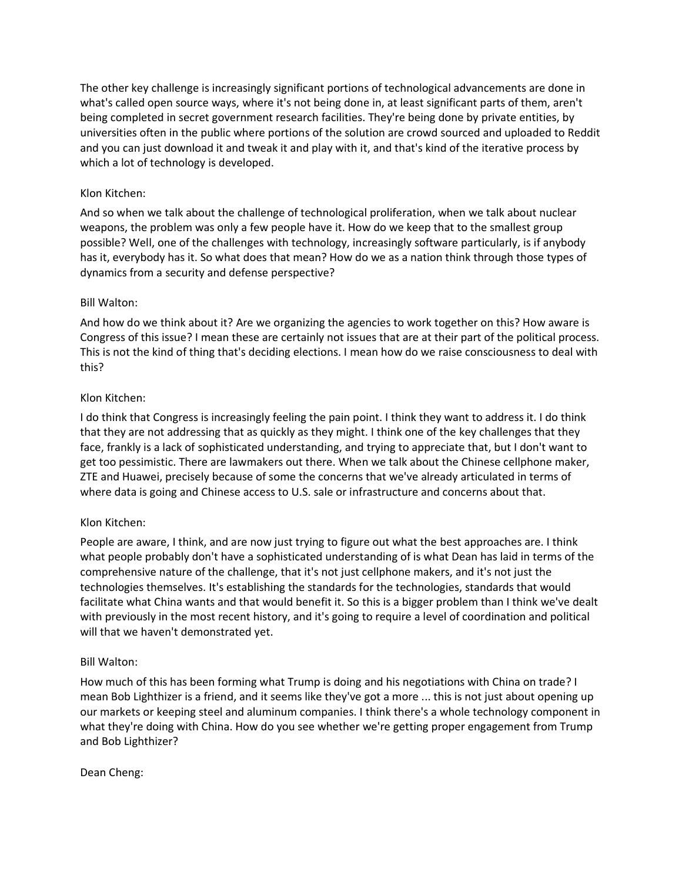The other key challenge is increasingly significant portions of technological advancements are done in what's called open source ways, where it's not being done in, at least significant parts of them, aren't being completed in secret government research facilities. They're being done by private entities, by universities often in the public where portions of the solution are crowd sourced and uploaded to Reddit and you can just download it and tweak it and play with it, and that's kind of the iterative process by which a lot of technology is developed.

Klon Kitchen:

And so when we talk about the challenge of technological proliferation, when we talk about nuclear weapons, the problem was only a few people have it. How do we keep that to the smallest group possible? Well, one of the challenges with technology, increasingly software particularly, is if anybody has it, everybody has it. So what does that mean? How do we as a nation think through those types of dynamics from a security and defense perspective?

Bill Walton:

And how do we think about it? Are we organizing the agencies to work together on this? How aware is Congress of this issue? I mean these are certainly not issues that are at their part of the political process. This is not the kind of thing that's deciding elections. I mean how do we raise consciousness to deal with this?

Klon Kitchen:

I do think that Congress is increasingly feeling the pain point. I think they want to address it. I do think that they are not addressing that as quickly as they might. I think one of the key challenges that they face, frankly is a lack of sophisticated understanding, and trying to appreciate that, but I don't want to get too pessimistic. There are lawmakers out there. When we talk about the Chinese cellphone maker, ZTE and Huawei, precisely because of some the concerns that we've already articulated in terms of where data is going and Chinese access to U.S. sale or infrastructure and concerns about that.

Klon Kitchen:

People are aware, I think, and are now just trying to figure out what the best approaches are. I think what people probably don't have a sophisticated understanding of is what Dean has laid in terms of the comprehensive nature of the challenge, that it's not just cellphone makers, and it's not just the technologies themselves. It's establishing the standards for the technologies, standards that would facilitate what China wants and that would benefit it. So this is a bigger problem than I think we've dealt with previously in the most recent history, and it's going to require a level of coordination and political will that we haven't demonstrated yet.

Bill Walton:

How much of this has been forming what Trump is doing and his negotiations with China on trade? I mean Bob Lighthizer is a friend, and it seems like they've got a more ... this is not just about opening up our markets or keeping steel and aluminum companies. I think there's a whole technology component in what they're doing with China. How do you see whether we're getting proper engagement from Trump and Bob Lighthizer?

Dean Cheng: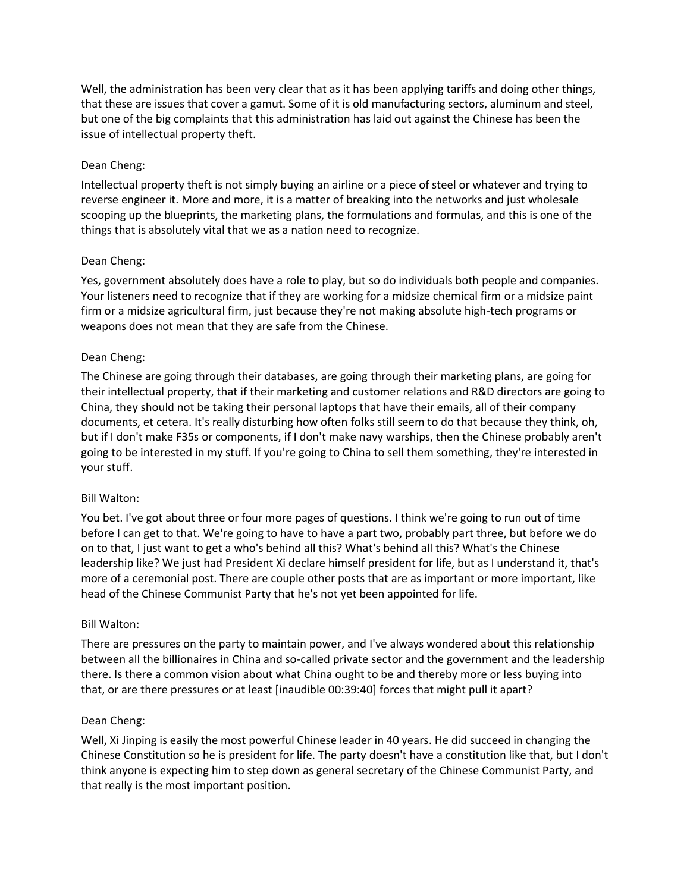Well, the administration has been very clear that as it has been applying tariffs and doing other things, that these are issues that cover a gamut. Some of it is old manufacturing sectors, aluminum and steel, but one of the big complaints that this administration has laid out against the Chinese has been the issue of intellectual property theft.

Dean Cheng:

Intellectual property theft is not simply buying an airline or a piece of steel or whatever and trying to reverse engineer it. More and more, it is a matter of breaking into the networks and just wholesale scooping up the blueprints, the marketing plans, the formulations and formulas, and this is one of the things that is absolutely vital that we as a nation need to recognize.

Dean Cheng:

Yes, government absolutely does have a role to play, but so do individuals both people and companies. Your listeners need to recognize that if they are working for a midsize chemical firm or a midsize paint firm or a midsize agricultural firm, just because they're not making absolute high-tech programs or weapons does not mean that they are safe from the Chinese.

Dean Cheng:

The Chinese are going through their databases, are going through their marketing plans, are going for their intellectual property, that if their marketing and customer relations and R&D directors are going to China, they should not be taking their personal laptops that have their emails, all of their company documents, et cetera. It's really disturbing how often folks still seem to do that because they think, oh, but if I don't make F35s or components, if I don't make navy warships, then the Chinese probably aren't going to be interested in my stuff. If you're going to China to sell them something, they're interested in your stuff.

Bill Walton:

You bet. I've got about three or four more pages of questions. I think we're going to run out of time before I can get to that. We're going to have to have a part two, probably part three, but before we do on to that, I just want to get a who's behind all this? What's behind all this? What's the Chinese leadership like? We just had President Xi declare himself president for life, but as I understand it, that's more of a ceremonial post. There are couple other posts that are as important or more important, like head of the Chinese Communist Party that he's not yet been appointed for life.

Bill Walton:

There are pressures on the party to maintain power, and I've always wondered about this relationship between all the billionaires in China and so-called private sector and the government and the leadership there. Is there a common vision about what China ought to be and thereby more or less buying into that, or are there pressures or at least [inaudible 00:39:40] forces that might pull it apart?

Dean Cheng:

Well, Xi Jinping is easily the most powerful Chinese leader in 40 years. He did succeed in changing the Chinese Constitution so he is president for life. The party doesn't have a constitution like that, but I don't think anyone is expecting him to step down as general secretary of the Chinese Communist Party, and that really is the most important position.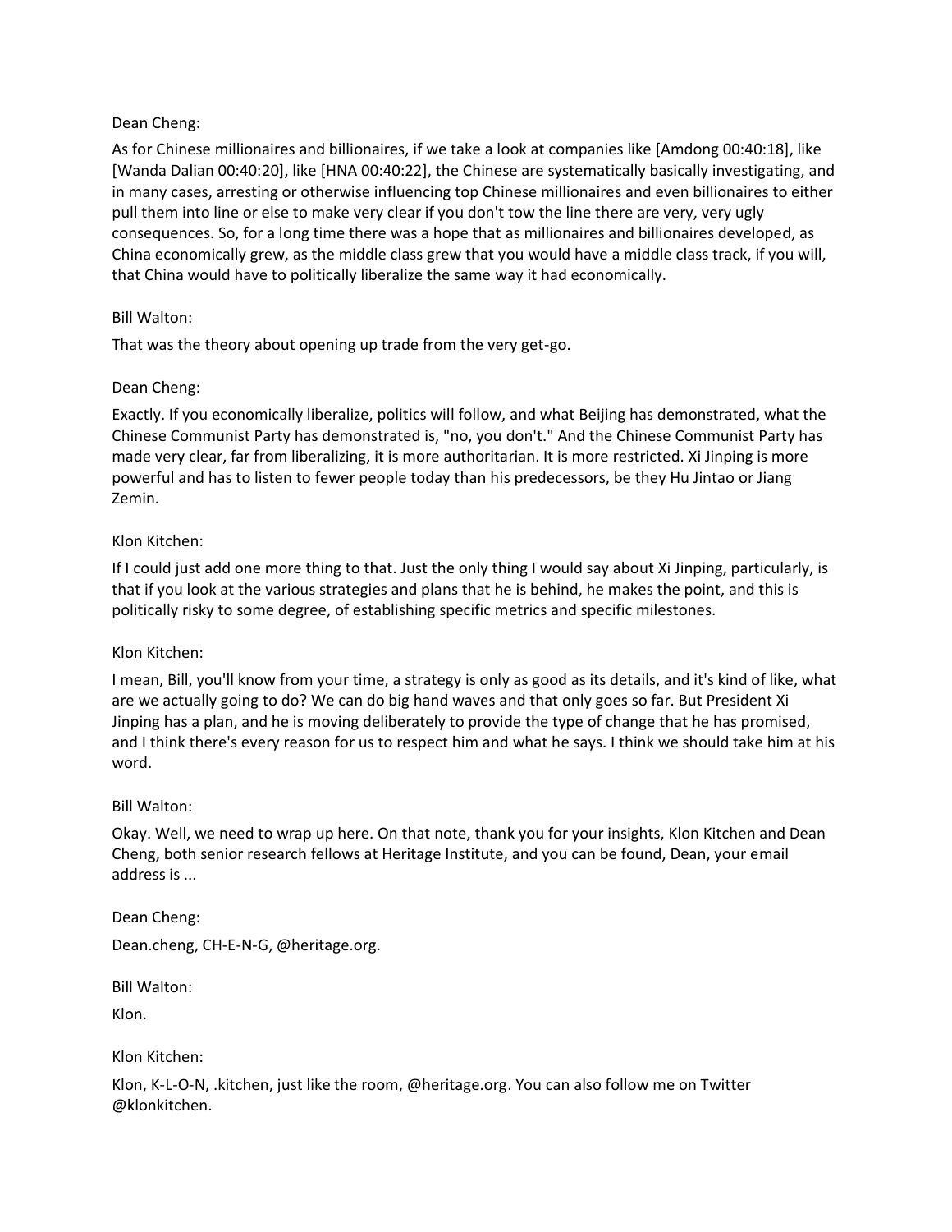Dean Cheng:

As for Chinese millionaires and billionaires, if we take a look at companies like [Amdong 00:40:18], like [Wanda Dalian 00:40:20], like [HNA 00:40:22], the Chinese are systematically basically investigating, and in many cases, arresting or otherwise influencing top Chinese millionaires and even billionaires to either pull them into line or else to make very clear if you don't tow the line there are very, very ugly consequences. So, for a long time there was a hope that as millionaires and billionaires developed, as China economically grew, as the middle class grew that you would have a middle class track, if you will, that China would have to politically liberalize the same way it had economically.

Bill Walton:

That was the theory about opening up trade from the very get-go.

Dean Cheng:

Exactly. If you economically liberalize, politics will follow, and what Beijing has demonstrated, what the Chinese Communist Party has demonstrated is, "no, you don't." And the Chinese Communist Party has made very clear, far from liberalizing, it is more authoritarian. It is more restricted. Xi Jinping is more powerful and has to listen to fewer people today than his predecessors, be they Hu Jintao or Jiang Zemin.

Klon Kitchen:

If I could just add one more thing to that. Just the only thing I would say about Xi Jinping, particularly, is that if you look at the various strategies and plans that he is behind, he makes the point, and this is politically risky to some degree, of establishing specific metrics and specific milestones.

Klon Kitchen:

I mean, Bill, you'll know from your time, a strategy is only as good as its details, and it's kind of like, what are we actually going to do? We can do big hand waves and that only goes so far. But President Xi Jinping has a plan, and he is moving deliberately to provide the type of change that he has promised, and I think there's every reason for us to respect him and what he says. I think we should take him at his word.

Bill Walton:

Okay. Well, we need to wrap up here. On that note, thank you for your insights, Klon Kitchen and Dean Cheng, both senior research fellows at Heritage Institute, and you can be found, Dean, your email address is ...

Dean Cheng:

Dean.cheng, CH-E-N-G, @heritage.org.

Bill Walton:

Klon.

Klon Kitchen:

Klon, K-L-O-N, .kitchen, just like the room, @heritage.org. You can also follow me on Twitter @klonkitchen.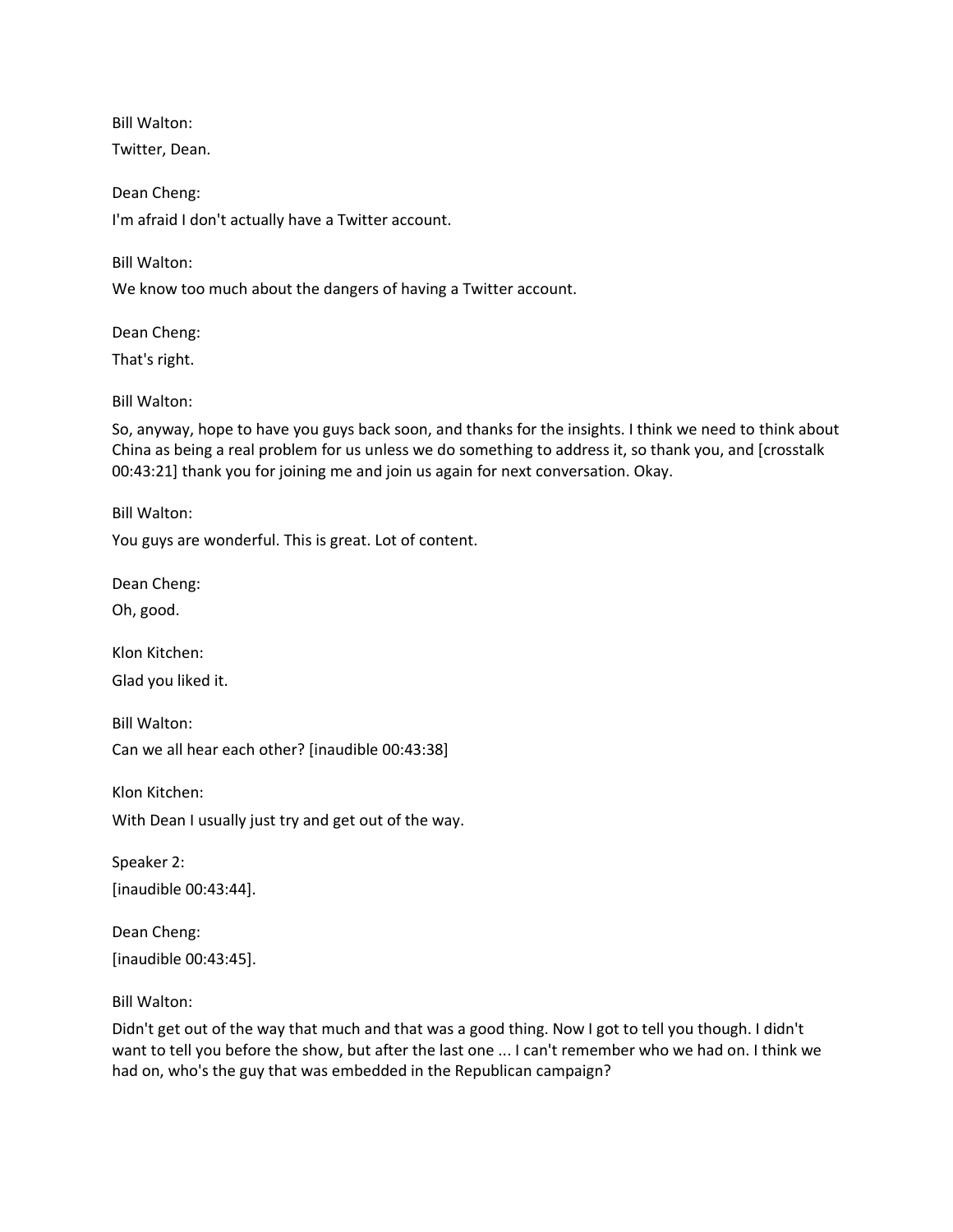Bill Walton:

Twitter, Dean.

Dean Cheng:

I'm afraid I don't actually have a Twitter account.

Bill Walton:

We know too much about the dangers of having a Twitter account.

Dean Cheng:

That's right.

Bill Walton:

So, anyway, hope to have you guys back soon, and thanks for the insights. I think we need to think about China as being a real problem for us unless we do something to address it, so thank you, and [crosstalk 00:43:21] thank you for joining me and join us again for next conversation. Okay.

Bill Walton:

You guys are wonderful. This is great. Lot of content.

Dean Cheng:

Oh, good.

Klon Kitchen:

Glad you liked it.

Bill Walton:

Can we all hear each other? [inaudible 00:43:38]

Klon Kitchen:

With Dean I usually just try and get out of the way.

Speaker 2:

[inaudible 00:43:44].

Dean Cheng:

[inaudible 00:43:45].

Bill Walton:

Didn't get out of the way that much and that was a good thing. Now I got to tell you though. I didn't want to tell you before the show, but after the last one ... I can't remember who we had on. I think we had on, who's the guy that was embedded in the Republican campaign?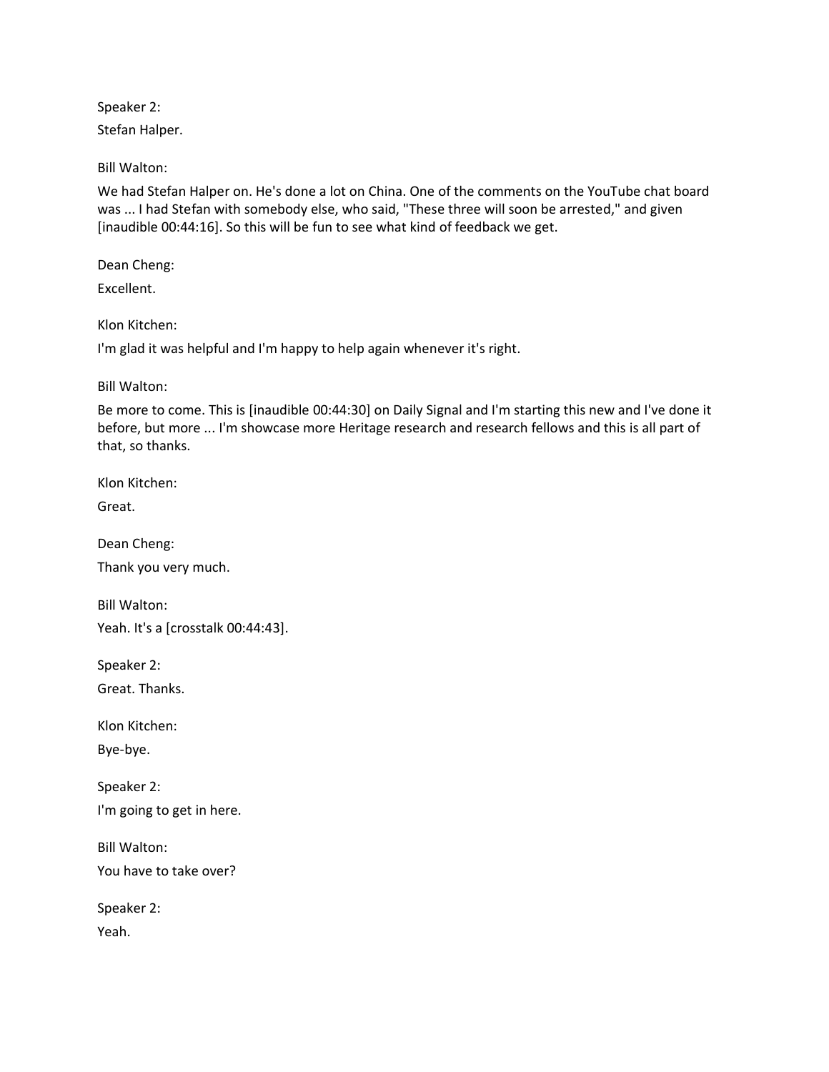Speaker 2:

Stefan Halper.

Bill Walton:

We had Stefan Halper on. He's done a lot on China. One of the comments on the YouTube chat board was ... I had Stefan with somebody else, who said, "These three will soon be arrested," and given [inaudible 00:44:16]. So this will be fun to see what kind of feedback we get.

Dean Cheng:

Excellent.

Klon Kitchen:

I'm glad it was helpful and I'm happy to help again whenever it's right.

Bill Walton:

Be more to come. This is [inaudible 00:44:30] on Daily Signal and I'm starting this new and I've done it before, but more ... I'm showcase more Heritage research and research fellows and this is all part of that, so thanks.

Klon Kitchen:

Great.

Dean Cheng:

Thank you very much.

Bill Walton:

Yeah. It's a [crosstalk 00:44:43].

Speaker 2:

Great. Thanks.

Klon Kitchen:

Bye-bye.

Speaker 2:

I'm going to get in here.

Bill Walton:

You have to take over?

Speaker 2:

Yeah.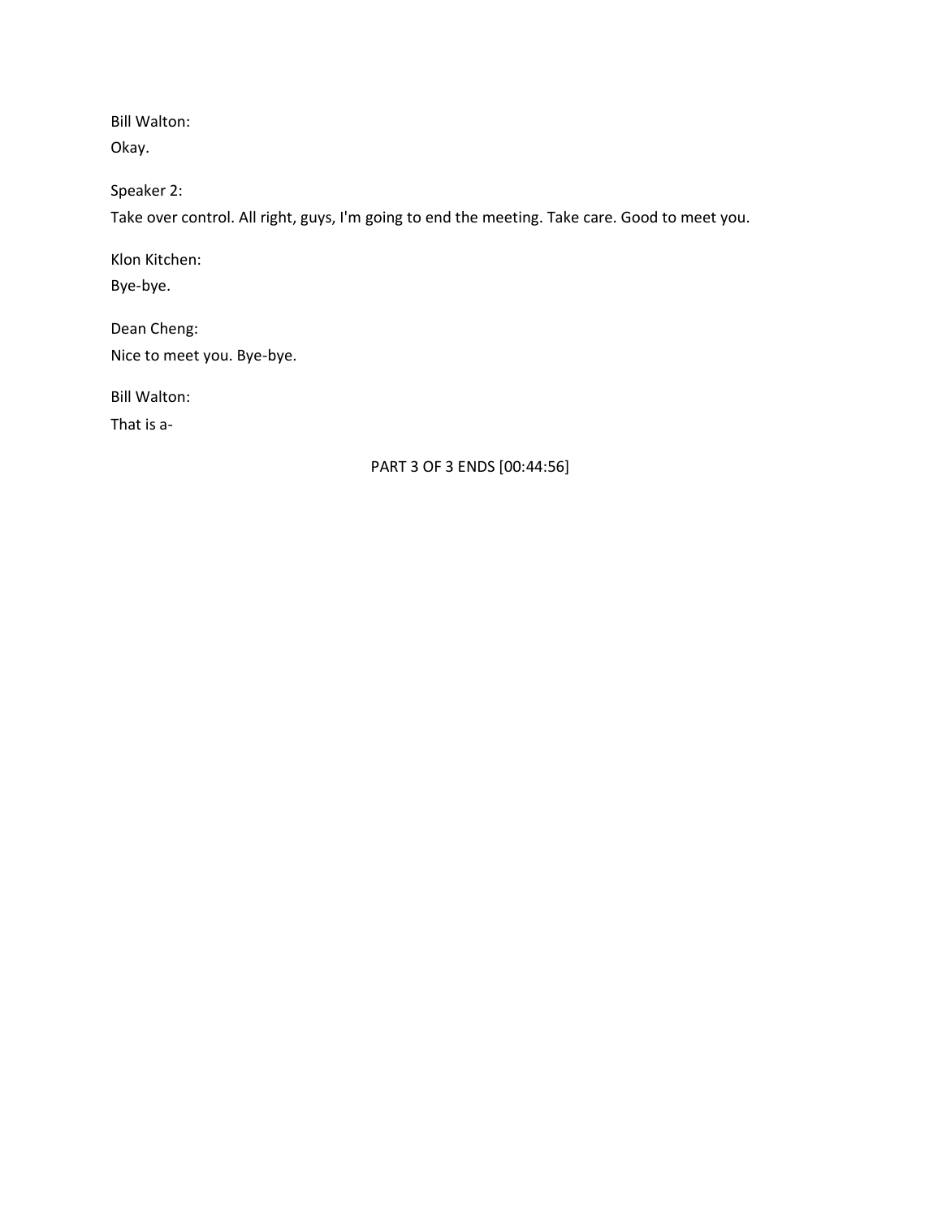Bill Walton:
Okay.

Speaker 2:
Take over control. All right, guys, I'm going to end the meeting. Take care. Good to meet you.

Klon Kitchen:
Bye-bye.

Dean Cheng:
Nice to meet you. Bye-bye.

Bill Walton:
That is a-

PART 3 OF 3 ENDS [00:44:56]